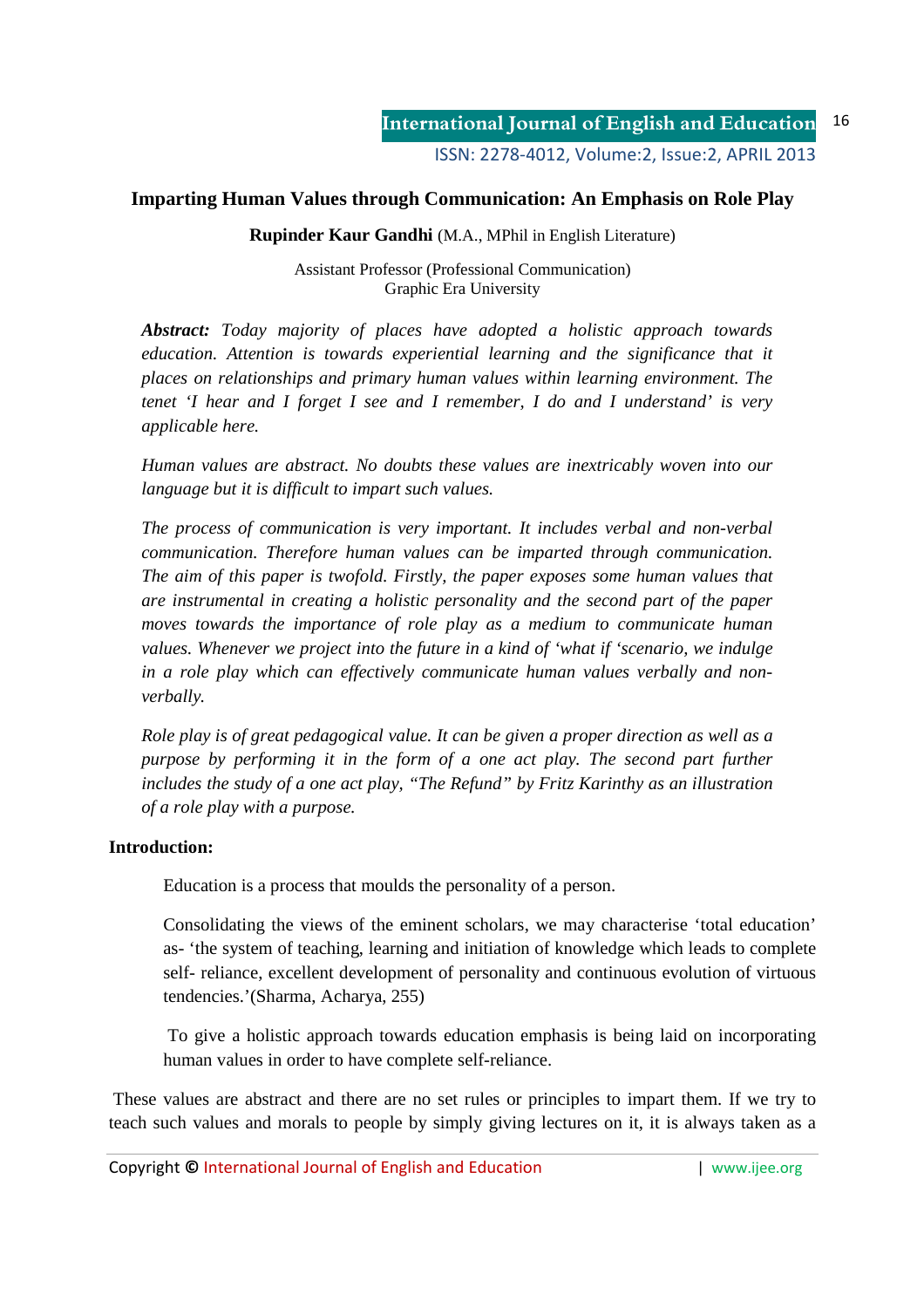# Imparting Human Values through Communication: An Emphasis on Role Play

**Rupinder Kaur Gandhi** (M.A., MPhil in English Literature)

Assistant Professor (Professional Communication)
Graphic Era University

***Abstract:*** *Today majority of places have adopted a holistic approach towards education. Attention is towards experiential learning and the significance that it places on relationships and primary human values within learning environment. The tenet 'I hear and I forget I see and I remember, I do and I understand' is very applicable here.*

*Human values are abstract. No doubts these values are inextricably woven into our language but it is difficult to impart such values.*

*The process of communication is very important. It includes verbal and non-verbal communication. Therefore human values can be imparted through communication. The aim of this paper is twofold. Firstly, the paper exposes some human values that are instrumental in creating a holistic personality and the second part of the paper moves towards the importance of role play as a medium to communicate human values. Whenever we project into the future in a kind of 'what if 'scenario, we indulge in a role play which can effectively communicate human values verbally and non-verbally.*

*Role play is of great pedagogical value. It can be given a proper direction as well as a purpose by performing it in the form of a one act play. The second part further includes the study of a one act play, "The Refund" by Fritz Karinthy as an illustration of a role play with a purpose.*

## Introduction:

Education is a process that moulds the personality of a person.

Consolidating the views of the eminent scholars, we may characterise 'total education' as- 'the system of teaching, learning and initiation of knowledge which leads to complete self- reliance, excellent development of personality and continuous evolution of virtuous tendencies.'(Sharma, Acharya, 255)

To give a holistic approach towards education emphasis is being laid on incorporating human values in order to have complete self-reliance.

These values are abstract and there are no set rules or principles to impart them. If we try to teach such values and morals to people by simply giving lectures on it, it is always taken as a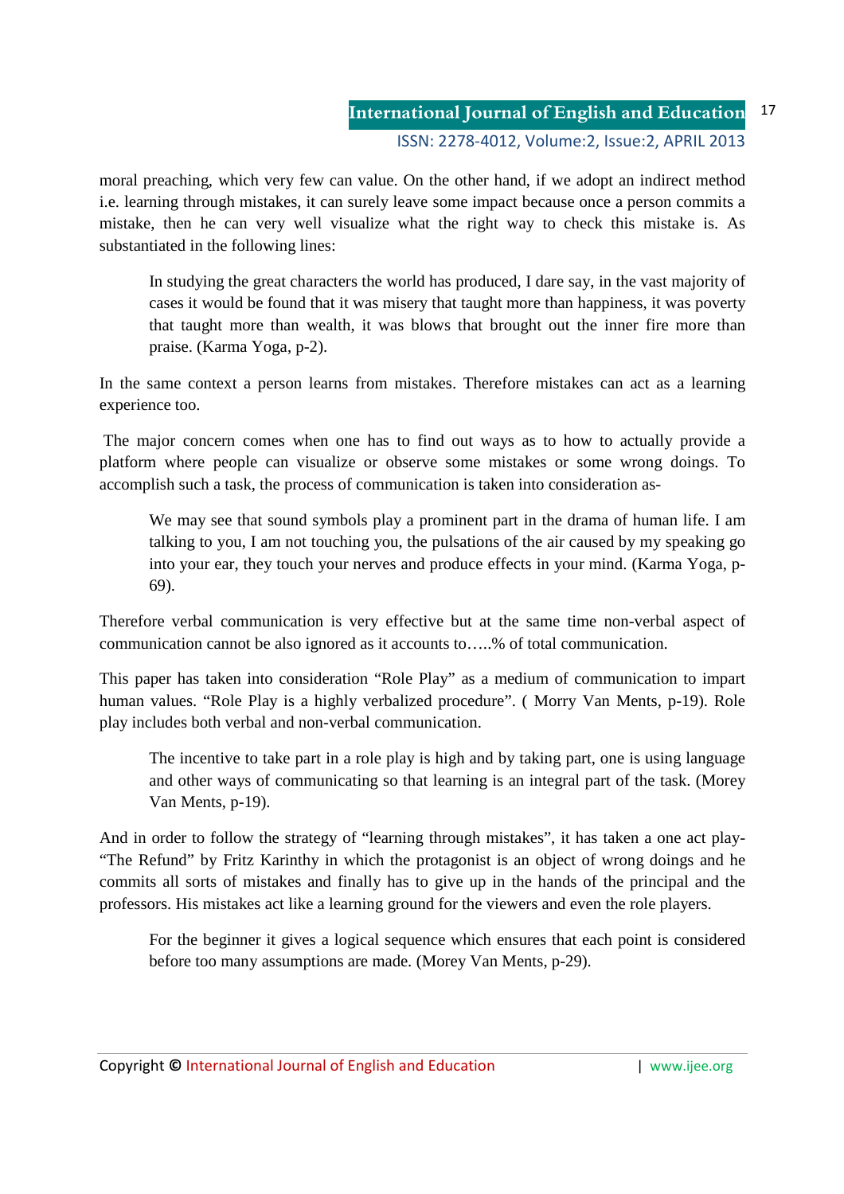moral preaching, which very few can value. On the other hand, if we adopt an indirect method i.e. learning through mistakes, it can surely leave some impact because once a person commits a mistake, then he can very well visualize what the right way to check this mistake is. As substantiated in the following lines:

> In studying the great characters the world has produced, I dare say, in the vast majority of cases it would be found that it was misery that taught more than happiness, it was poverty that taught more than wealth, it was blows that brought out the inner fire more than praise. (Karma Yoga, p-2).

In the same context a person learns from mistakes. Therefore mistakes can act as a learning experience too.

The major concern comes when one has to find out ways as to how to actually provide a platform where people can visualize or observe some mistakes or some wrong doings. To accomplish such a task, the process of communication is taken into consideration as-

> We may see that sound symbols play a prominent part in the drama of human life. I am talking to you, I am not touching you, the pulsations of the air caused by my speaking go into your ear, they touch your nerves and produce effects in your mind. (Karma Yoga, p-69).

Therefore verbal communication is very effective but at the same time non-verbal aspect of communication cannot be also ignored as it accounts to…..% of total communication.

This paper has taken into consideration "Role Play" as a medium of communication to impart human values. "Role Play is a highly verbalized procedure". ( Morry Van Ments, p-19). Role play includes both verbal and non-verbal communication.

> The incentive to take part in a role play is high and by taking part, one is using language and other ways of communicating so that learning is an integral part of the task. (Morey Van Ments, p-19).

And in order to follow the strategy of "learning through mistakes", it has taken a one act play- "The Refund" by Fritz Karinthy in which the protagonist is an object of wrong doings and he commits all sorts of mistakes and finally has to give up in the hands of the principal and the professors. His mistakes act like a learning ground for the viewers and even the role players.

> For the beginner it gives a logical sequence which ensures that each point is considered before too many assumptions are made. (Morey Van Ments, p-29).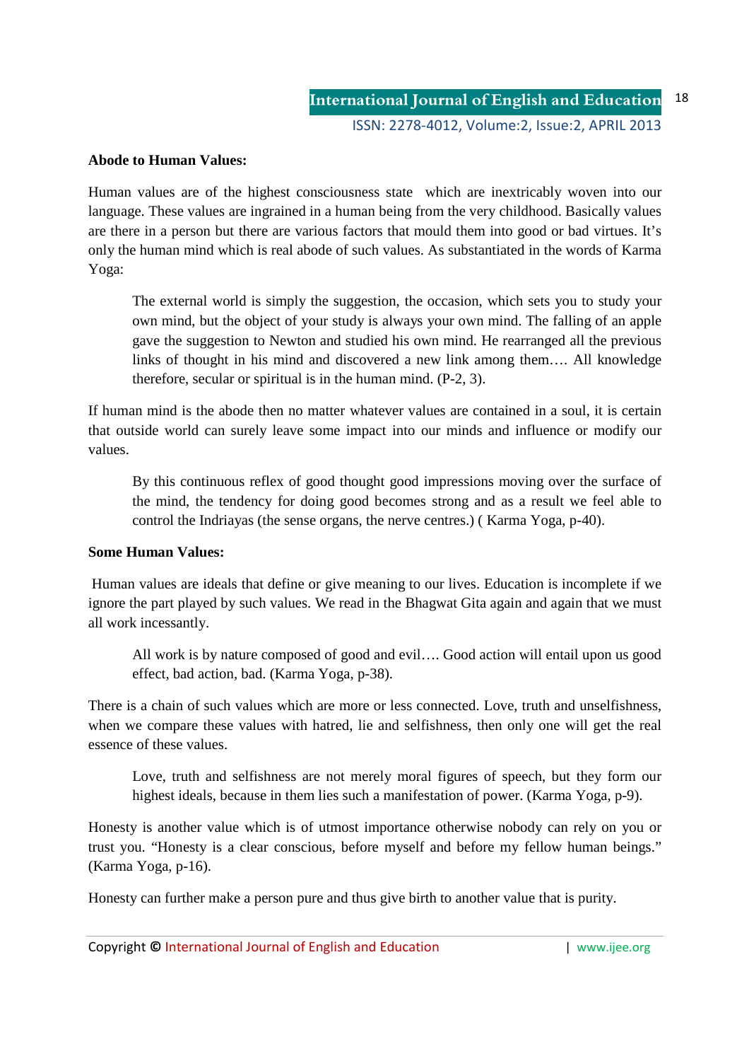**Abode to Human Values:**

Human values are of the highest consciousness state which are inextricably woven into our language. These values are ingrained in a human being from the very childhood. Basically values are there in a person but there are various factors that mould them into good or bad virtues. It's only the human mind which is real abode of such values. As substantiated in the words of Karma Yoga:

> The external world is simply the suggestion, the occasion, which sets you to study your own mind, but the object of your study is always your own mind. The falling of an apple gave the suggestion to Newton and studied his own mind. He rearranged all the previous links of thought in his mind and discovered a new link among them…. All knowledge therefore, secular or spiritual is in the human mind. (P-2, 3).

If human mind is the abode then no matter whatever values are contained in a soul, it is certain that outside world can surely leave some impact into our minds and influence or modify our values.

> By this continuous reflex of good thought good impressions moving over the surface of the mind, the tendency for doing good becomes strong and as a result we feel able to control the Indriayas (the sense organs, the nerve centres.) ( Karma Yoga, p-40).

**Some Human Values:**

Human values are ideals that define or give meaning to our lives. Education is incomplete if we ignore the part played by such values. We read in the Bhagwat Gita again and again that we must all work incessantly.

> All work is by nature composed of good and evil…. Good action will entail upon us good effect, bad action, bad. (Karma Yoga, p-38).

There is a chain of such values which are more or less connected. Love, truth and unselfishness, when we compare these values with hatred, lie and selfishness, then only one will get the real essence of these values.

> Love, truth and selfishness are not merely moral figures of speech, but they form our highest ideals, because in them lies such a manifestation of power. (Karma Yoga, p-9).

Honesty is another value which is of utmost importance otherwise nobody can rely on you or trust you. "Honesty is a clear conscious, before myself and before my fellow human beings." (Karma Yoga, p-16).

Honesty can further make a person pure and thus give birth to another value that is purity.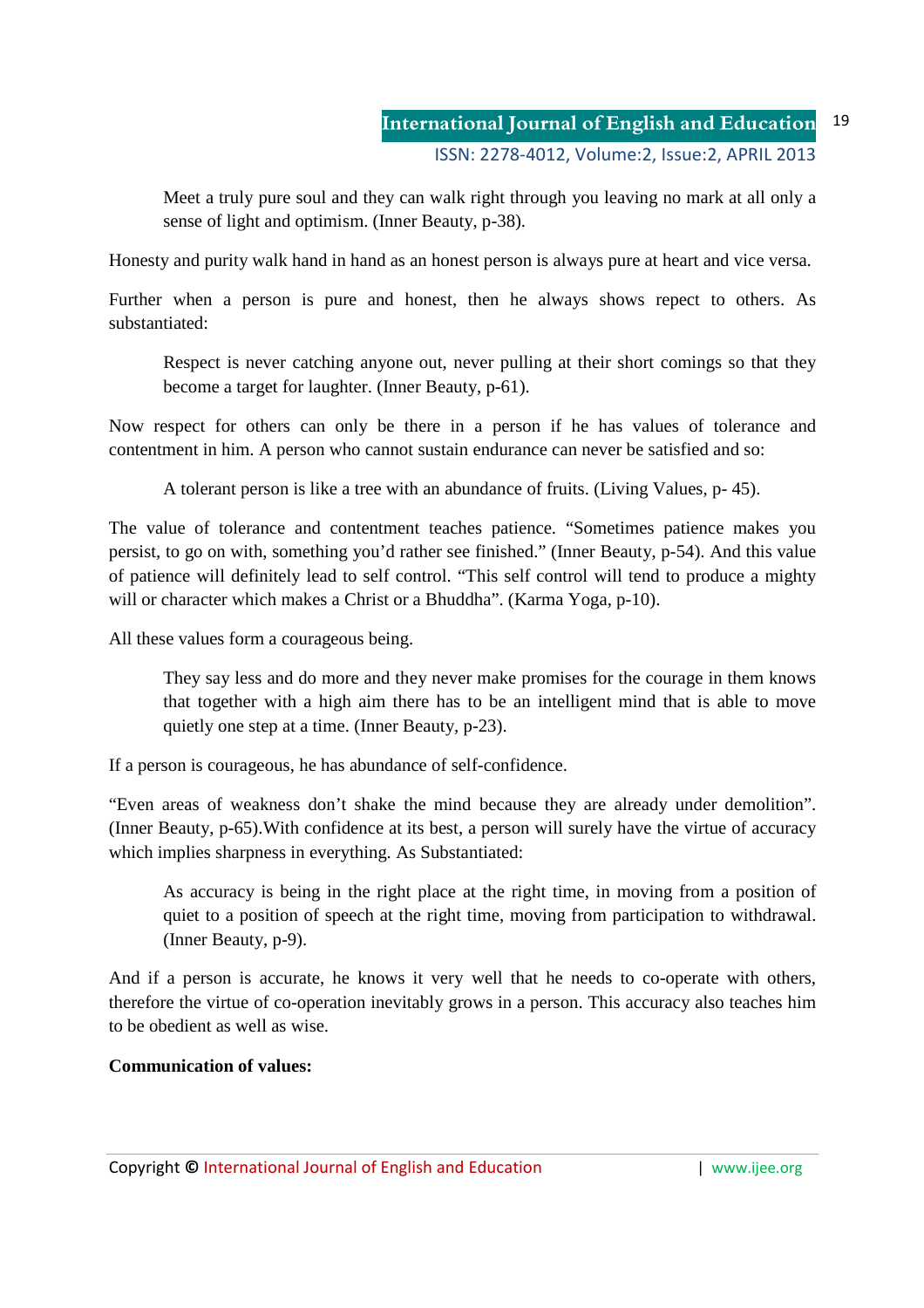> Meet a truly pure soul and they can walk right through you leaving no mark at all only a sense of light and optimism. (Inner Beauty, p-38).

Honesty and purity walk hand in hand as an honest person is always pure at heart and vice versa.

Further when a person is pure and honest, then he always shows repect to others. As substantiated:

> Respect is never catching anyone out, never pulling at their short comings so that they become a target for laughter. (Inner Beauty, p-61).

Now respect for others can only be there in a person if he has values of tolerance and contentment in him. A person who cannot sustain endurance can never be satisfied and so:

> A tolerant person is like a tree with an abundance of fruits. (Living Values, p- 45).

The value of tolerance and contentment teaches patience. "Sometimes patience makes you persist, to go on with, something you'd rather see finished." (Inner Beauty, p-54). And this value of patience will definitely lead to self control. "This self control will tend to produce a mighty will or character which makes a Christ or a Bhuddha". (Karma Yoga, p-10).

All these values form a courageous being.

> They say less and do more and they never make promises for the courage in them knows that together with a high aim there has to be an intelligent mind that is able to move quietly one step at a time. (Inner Beauty, p-23).

If a person is courageous, he has abundance of self-confidence.

"Even areas of weakness don't shake the mind because they are already under demolition". (Inner Beauty, p-65).With confidence at its best, a person will surely have the virtue of accuracy which implies sharpness in everything. As Substantiated:

> As accuracy is being in the right place at the right time, in moving from a position of quiet to a position of speech at the right time, moving from participation to withdrawal. (Inner Beauty, p-9).

And if a person is accurate, he knows it very well that he needs to co-operate with others, therefore the virtue of co-operation inevitably grows in a person. This accuracy also teaches him to be obedient as well as wise.

**Communication of values:**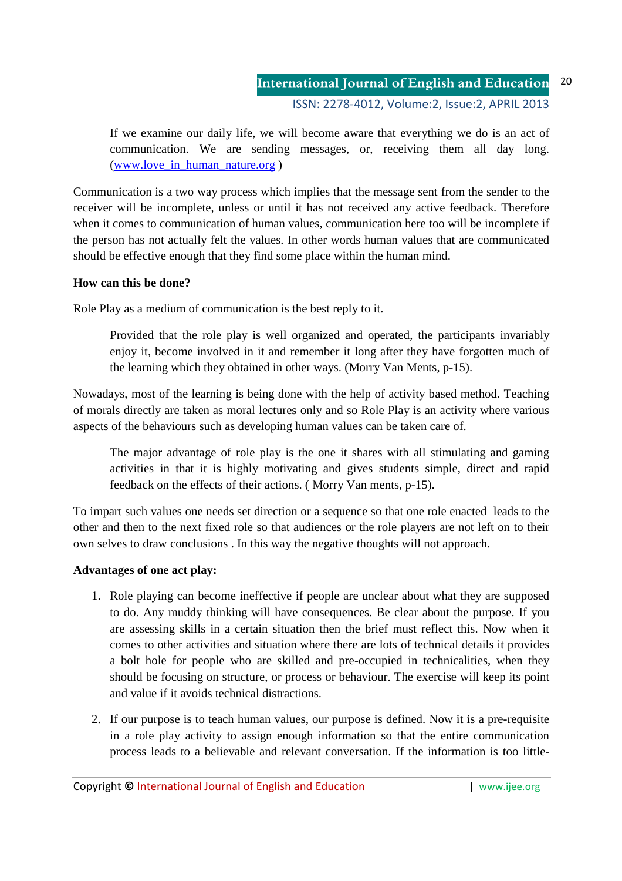> If we examine our daily life, we will become aware that everything we do is an act of communication. We are sending messages, or, receiving them all day long. ([www.love_in_human_nature.org](www.love_in_human_nature.org) )

Communication is a two way process which implies that the message sent from the sender to the receiver will be incomplete, unless or until it has not received any active feedback. Therefore when it comes to communication of human values, communication here too will be incomplete if the person has not actually felt the values. In other words human values that are communicated should be effective enough that they find some place within the human mind.

**How can this be done?**

Role Play as a medium of communication is the best reply to it.

> Provided that the role play is well organized and operated, the participants invariably enjoy it, become involved in it and remember it long after they have forgotten much of the learning which they obtained in other ways. (Morry Van Ments, p-15).

Nowadays, most of the learning is being done with the help of activity based method. Teaching of morals directly are taken as moral lectures only and so Role Play is an activity where various aspects of the behaviours such as developing human values can be taken care of.

> The major advantage of role play is the one it shares with all stimulating and gaming activities in that it is highly motivating and gives students simple, direct and rapid feedback on the effects of their actions. ( Morry Van ments, p-15).

To impart such values one needs set direction or a sequence so that one role enacted leads to the other and then to the next fixed role so that audiences or the role players are not left on to their own selves to draw conclusions . In this way the negative thoughts will not approach.

**Advantages of one act play:**

1. Role playing can become ineffective if people are unclear about what they are supposed to do. Any muddy thinking will have consequences. Be clear about the purpose. If you are assessing skills in a certain situation then the brief must reflect this. Now when it comes to other activities and situation where there are lots of technical details it provides a bolt hole for people who are skilled and pre-occupied in technicalities, when they should be focusing on structure, or process or behaviour. The exercise will keep its point and value if it avoids technical distractions.
2. If our purpose is to teach human values, our purpose is defined. Now it is a pre-requisite in a role play activity to assign enough information so that the entire communication process leads to a believable and relevant conversation. If the information is too little-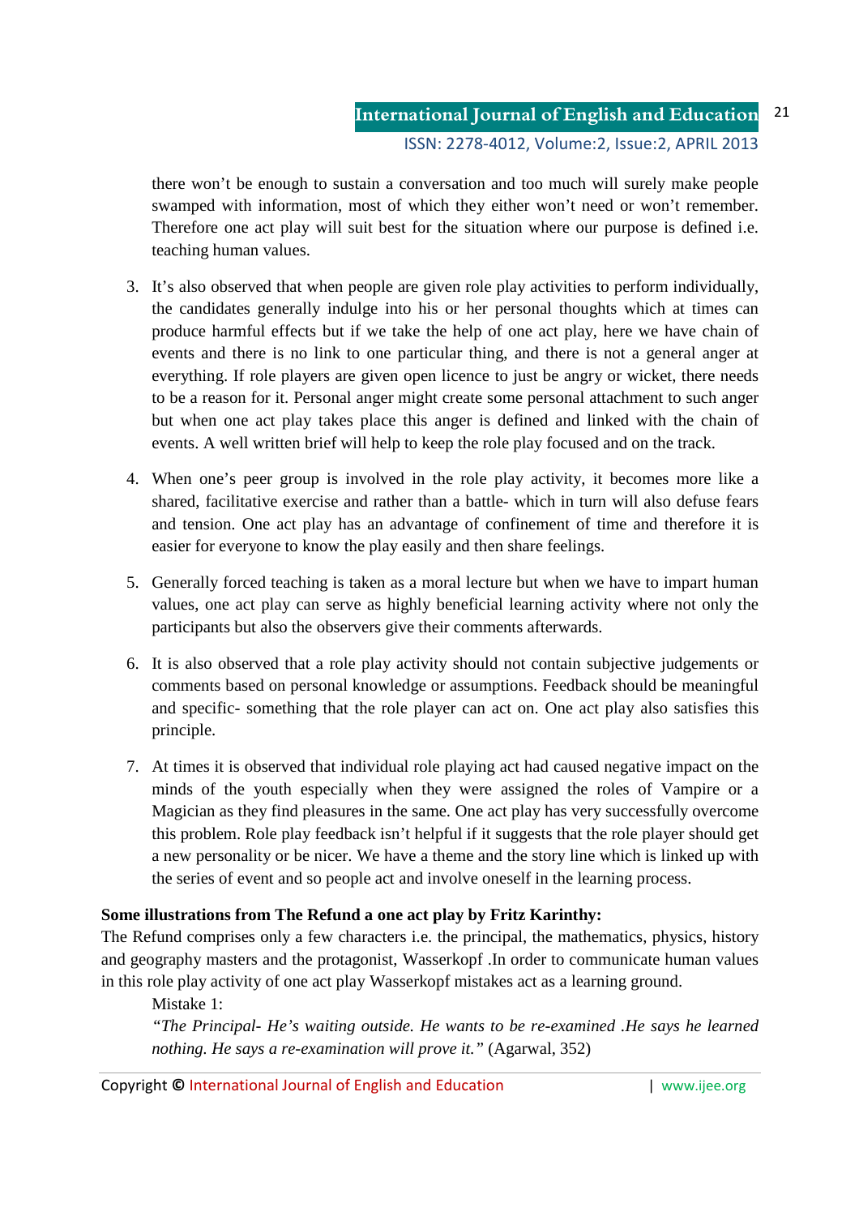there won't be enough to sustain a conversation and too much will surely make people swamped with information, most of which they either won't need or won't remember. Therefore one act play will suit best for the situation where our purpose is defined i.e. teaching human values.

3. It's also observed that when people are given role play activities to perform individually, the candidates generally indulge into his or her personal thoughts which at times can produce harmful effects but if we take the help of one act play, here we have chain of events and there is no link to one particular thing, and there is not a general anger at everything. If role players are given open licence to just be angry or wicket, there needs to be a reason for it. Personal anger might create some personal attachment to such anger but when one act play takes place this anger is defined and linked with the chain of events. A well written brief will help to keep the role play focused and on the track.

4. When one's peer group is involved in the role play activity, it becomes more like a shared, facilitative exercise and rather than a battle- which in turn will also defuse fears and tension. One act play has an advantage of confinement of time and therefore it is easier for everyone to know the play easily and then share feelings.

5. Generally forced teaching is taken as a moral lecture but when we have to impart human values, one act play can serve as highly beneficial learning activity where not only the participants but also the observers give their comments afterwards.

6. It is also observed that a role play activity should not contain subjective judgements or comments based on personal knowledge or assumptions. Feedback should be meaningful and specific- something that the role player can act on. One act play also satisfies this principle.

7. At times it is observed that individual role playing act had caused negative impact on the minds of the youth especially when they were assigned the roles of Vampire or a Magician as they find pleasures in the same. One act play has very successfully overcome this problem. Role play feedback isn't helpful if it suggests that the role player should get a new personality or be nicer. We have a theme and the story line which is linked up with the series of event and so people act and involve oneself in the learning process.

**Some illustrations from The Refund a one act play by Fritz Karinthy:**

The Refund comprises only a few characters i.e. the principal, the mathematics, physics, history and geography masters and the protagonist, Wasserkopf .In order to communicate human values in this role play activity of one act play Wasserkopf mistakes act as a learning ground.

Mistake 1:

*"The Principal- He's waiting outside. He wants to be re-examined .He says he learned nothing. He says a re-examination will prove it."* (Agarwal, 352)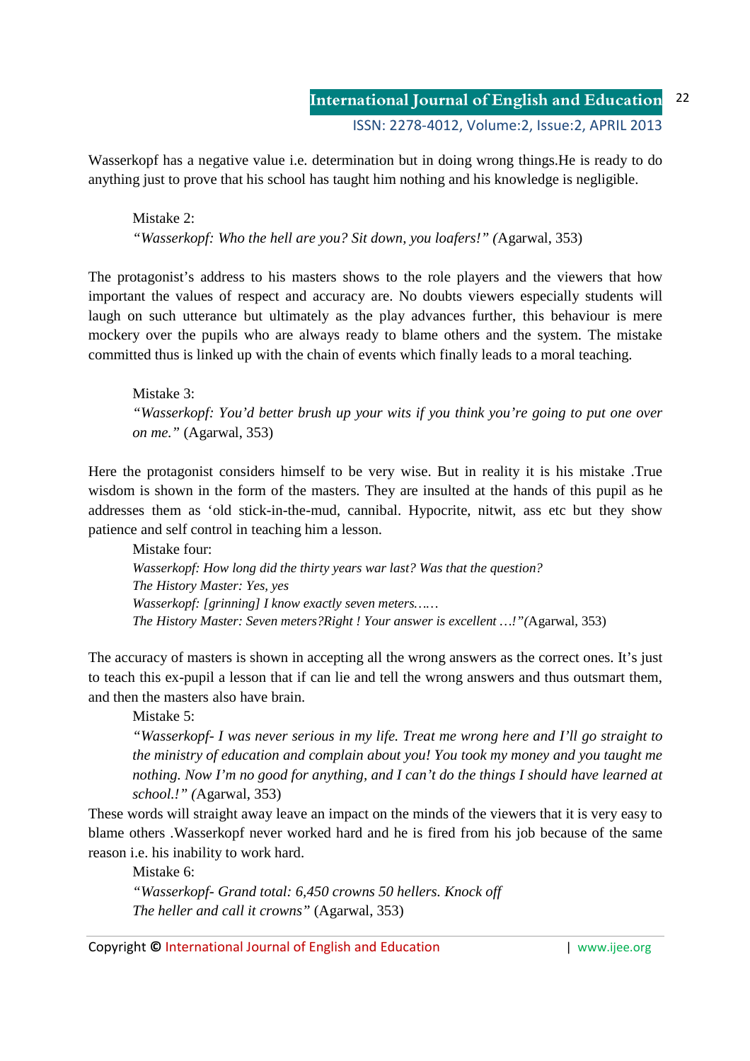Wasserkopf has a negative value i.e. determination but in doing wrong things.He is ready to do anything just to prove that his school has taught him nothing and his knowledge is negligible.

Mistake 2:

*"Wasserkopf: Who the hell are you? Sit down, you loafers!" (*Agarwal, 353)

The protagonist's address to his masters shows to the role players and the viewers that how important the values of respect and accuracy are. No doubts viewers especially students will laugh on such utterance but ultimately as the play advances further, this behaviour is mere mockery over the pupils who are always ready to blame others and the system. The mistake committed thus is linked up with the chain of events which finally leads to a moral teaching.

Mistake 3:

*"Wasserkopf: You'd better brush up your wits if you think you're going to put one over on me."* (Agarwal, 353)

Here the protagonist considers himself to be very wise. But in reality it is his mistake .True wisdom is shown in the form of the masters. They are insulted at the hands of this pupil as he addresses them as 'old stick-in-the-mud, cannibal. Hypocrite, nitwit, ass etc but they show patience and self control in teaching him a lesson.

Mistake four:

*Wasserkopf: How long did the thirty years war last? Was that the question?*
*The History Master: Yes, yes*
*Wasserkopf: [grinning] I know exactly seven meters……*
*The History Master: Seven meters?Right ! Your answer is excellent …!"(*Agarwal, 353)

The accuracy of masters is shown in accepting all the wrong answers as the correct ones. It's just to teach this ex-pupil a lesson that if can lie and tell the wrong answers and thus outsmart them, and then the masters also have brain.

Mistake 5:

*"Wasserkopf- I was never serious in my life. Treat me wrong here and I'll go straight to the ministry of education and complain about you! You took my money and you taught me nothing. Now I'm no good for anything, and I can't do the things I should have learned at school.!" (*Agarwal, 353)

These words will straight away leave an impact on the minds of the viewers that it is very easy to blame others .Wasserkopf never worked hard and he is fired from his job because of the same reason i.e. his inability to work hard.

Mistake 6:

*"Wasserkopf- Grand total: 6,450 crowns 50 hellers. Knock off*
*The heller and call it crowns"* (Agarwal, 353)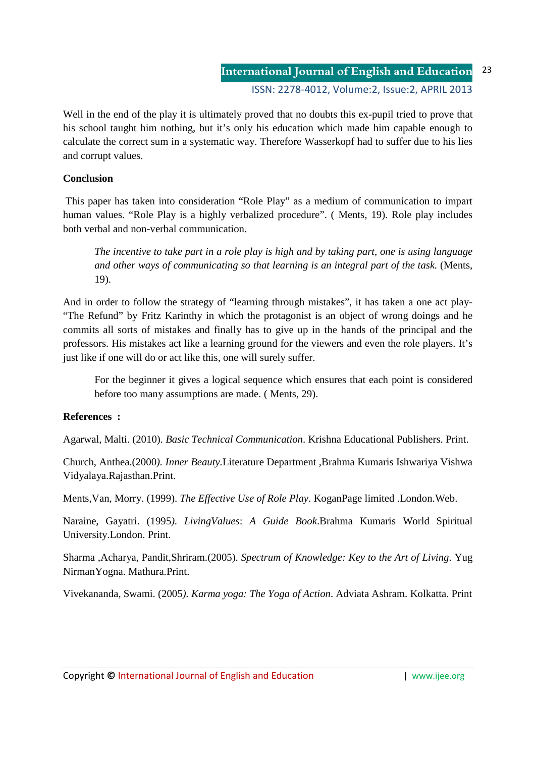Well in the end of the play it is ultimately proved that no doubts this ex-pupil tried to prove that his school taught him nothing, but it's only his education which made him capable enough to calculate the correct sum in a systematic way. Therefore Wasserkopf had to suffer due to his lies and corrupt values.

**Conclusion**

This paper has taken into consideration "Role Play" as a medium of communication to impart human values. "Role Play is a highly verbalized procedure". ( Ments, 19). Role play includes both verbal and non-verbal communication.

> *The incentive to take part in a role play is high and by taking part, one is using language and other ways of communicating so that learning is an integral part of the task.* (Ments, 19).

And in order to follow the strategy of "learning through mistakes", it has taken a one act play- "The Refund" by Fritz Karinthy in which the protagonist is an object of wrong doings and he commits all sorts of mistakes and finally has to give up in the hands of the principal and the professors. His mistakes act like a learning ground for the viewers and even the role players. It's just like if one will do or act like this, one will surely suffer.

> For the beginner it gives a logical sequence which ensures that each point is considered before too many assumptions are made. ( Ments, 29).

**References :**

Agarwal, Malti. (2010). *Basic Technical Communication*. Krishna Educational Publishers. Print.

Church, Anthea.(2000*). Inner Beauty.*Literature Department ,Brahma Kumaris Ishwariya Vishwa Vidyalaya.Rajasthan.Print.

Ments,Van, Morry. (1999). *The Effective Use of Role Play*. KoganPage limited .London.Web.

Naraine, Gayatri. (1995*). LivingValues*: *A Guide Book*.Brahma Kumaris World Spiritual University.London. Print.

Sharma ,Acharya, Pandit,Shriram.(2005). *Spectrum of Knowledge: Key to the Art of Living*. Yug NirmanYogna. Mathura.Print.

Vivekananda, Swami. (2005*). Karma yoga: The Yoga of Action*. Adviata Ashram. Kolkatta. Print